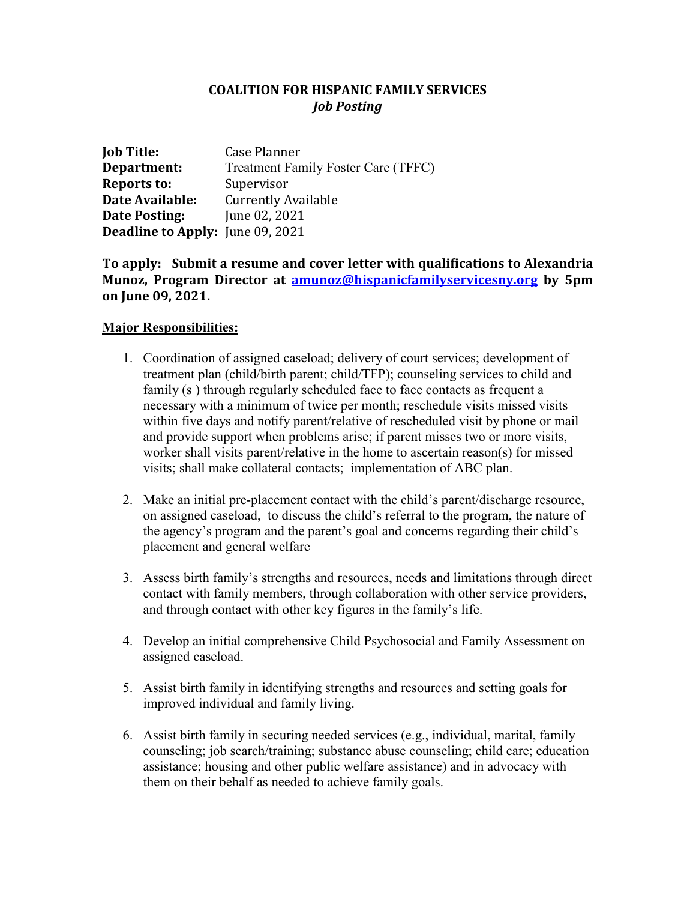# COALITION FOR HISPANIC FAMILY SERVICES
## *Job Posting*

**Job Title:** Case Planner
**Department:** Treatment Family Foster Care (TFFC)
**Reports to:** Supervisor
**Date Available:** Currently Available
**Date Posting:** June 02, 2021
**Deadline to Apply:** June 09, 2021

**To apply: Submit a resume and cover letter with qualifications to Alexandria Munoz, Program Director at amunoz@hispanicfamilyservicesny.org by 5pm on June 09, 2021.**

**Major Responsibilities:**

1. Coordination of assigned caseload; delivery of court services; development of treatment plan (child/birth parent; child/TFP); counseling services to child and family (s ) through regularly scheduled face to face contacts as frequent a necessary with a minimum of twice per month; reschedule visits missed visits within five days and notify parent/relative of rescheduled visit by phone or mail and provide support when problems arise; if parent misses two or more visits, worker shall visits parent/relative in the home to ascertain reason(s) for missed visits; shall make collateral contacts; implementation of ABC plan.

2. Make an initial pre-placement contact with the child's parent/discharge resource, on assigned caseload, to discuss the child's referral to the program, the nature of the agency's program and the parent's goal and concerns regarding their child's placement and general welfare

3. Assess birth family's strengths and resources, needs and limitations through direct contact with family members, through collaboration with other service providers, and through contact with other key figures in the family's life.

4. Develop an initial comprehensive Child Psychosocial and Family Assessment on assigned caseload.

5. Assist birth family in identifying strengths and resources and setting goals for improved individual and family living.

6. Assist birth family in securing needed services (e.g., individual, marital, family counseling; job search/training; substance abuse counseling; child care; education assistance; housing and other public welfare assistance) and in advocacy with them on their behalf as needed to achieve family goals.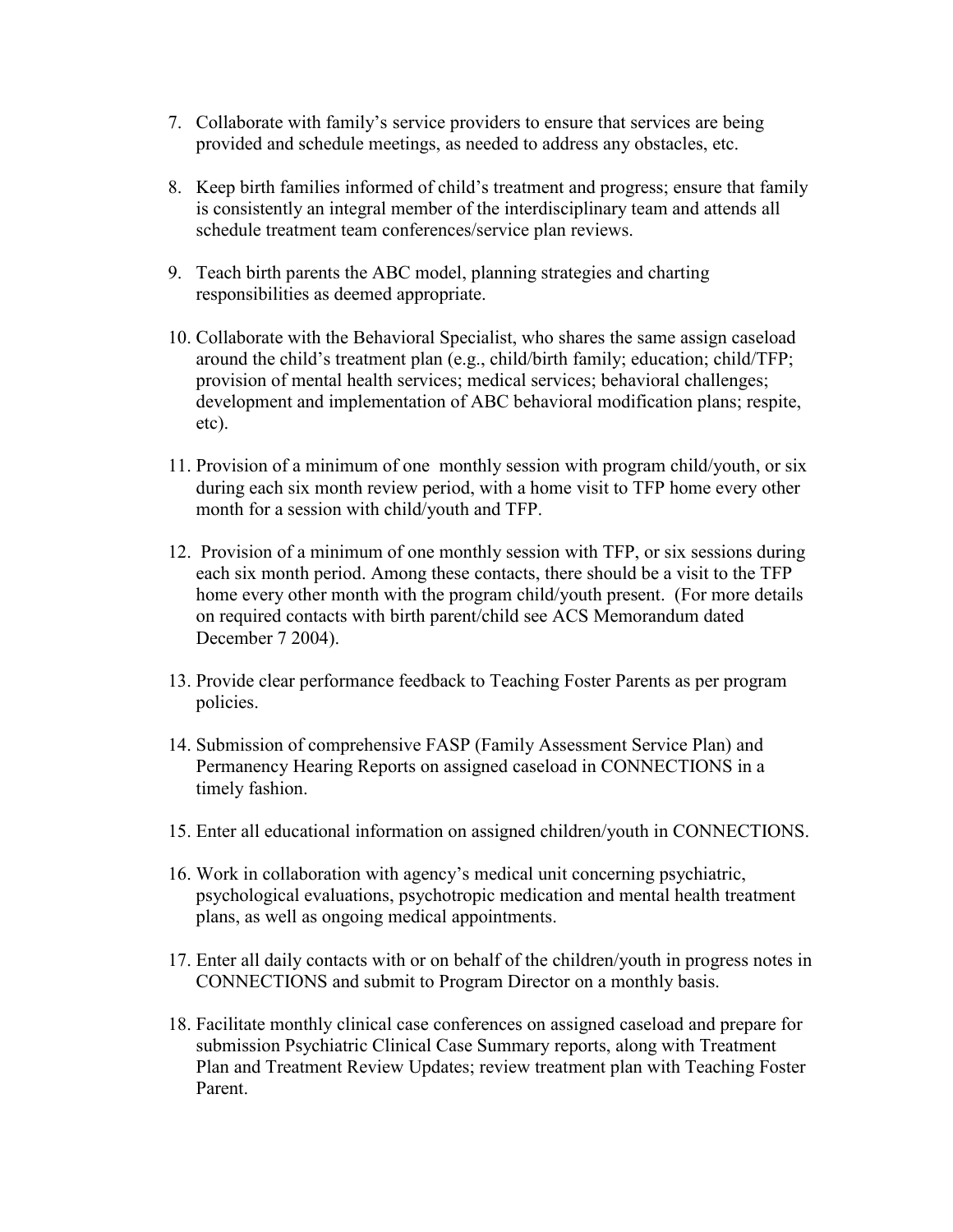7. Collaborate with family's service providers to ensure that services are being provided and schedule meetings, as needed to address any obstacles, etc.

8. Keep birth families informed of child's treatment and progress; ensure that family is consistently an integral member of the interdisciplinary team and attends all schedule treatment team conferences/service plan reviews.

9. Teach birth parents the ABC model, planning strategies and charting responsibilities as deemed appropriate.

10. Collaborate with the Behavioral Specialist, who shares the same assign caseload around the child's treatment plan (e.g., child/birth family; education; child/TFP; provision of mental health services; medical services; behavioral challenges; development and implementation of ABC behavioral modification plans; respite, etc).

11. Provision of a minimum of one monthly session with program child/youth, or six during each six month review period, with a home visit to TFP home every other month for a session with child/youth and TFP.

12. Provision of a minimum of one monthly session with TFP, or six sessions during each six month period. Among these contacts, there should be a visit to the TFP home every other month with the program child/youth present. (For more details on required contacts with birth parent/child see ACS Memorandum dated December 7 2004).

13. Provide clear performance feedback to Teaching Foster Parents as per program policies.

14. Submission of comprehensive FASP (Family Assessment Service Plan) and Permanency Hearing Reports on assigned caseload in CONNECTIONS in a timely fashion.

15. Enter all educational information on assigned children/youth in CONNECTIONS.

16. Work in collaboration with agency's medical unit concerning psychiatric, psychological evaluations, psychotropic medication and mental health treatment plans, as well as ongoing medical appointments.

17. Enter all daily contacts with or on behalf of the children/youth in progress notes in CONNECTIONS and submit to Program Director on a monthly basis.

18. Facilitate monthly clinical case conferences on assigned caseload and prepare for submission Psychiatric Clinical Case Summary reports, along with Treatment Plan and Treatment Review Updates; review treatment plan with Teaching Foster Parent.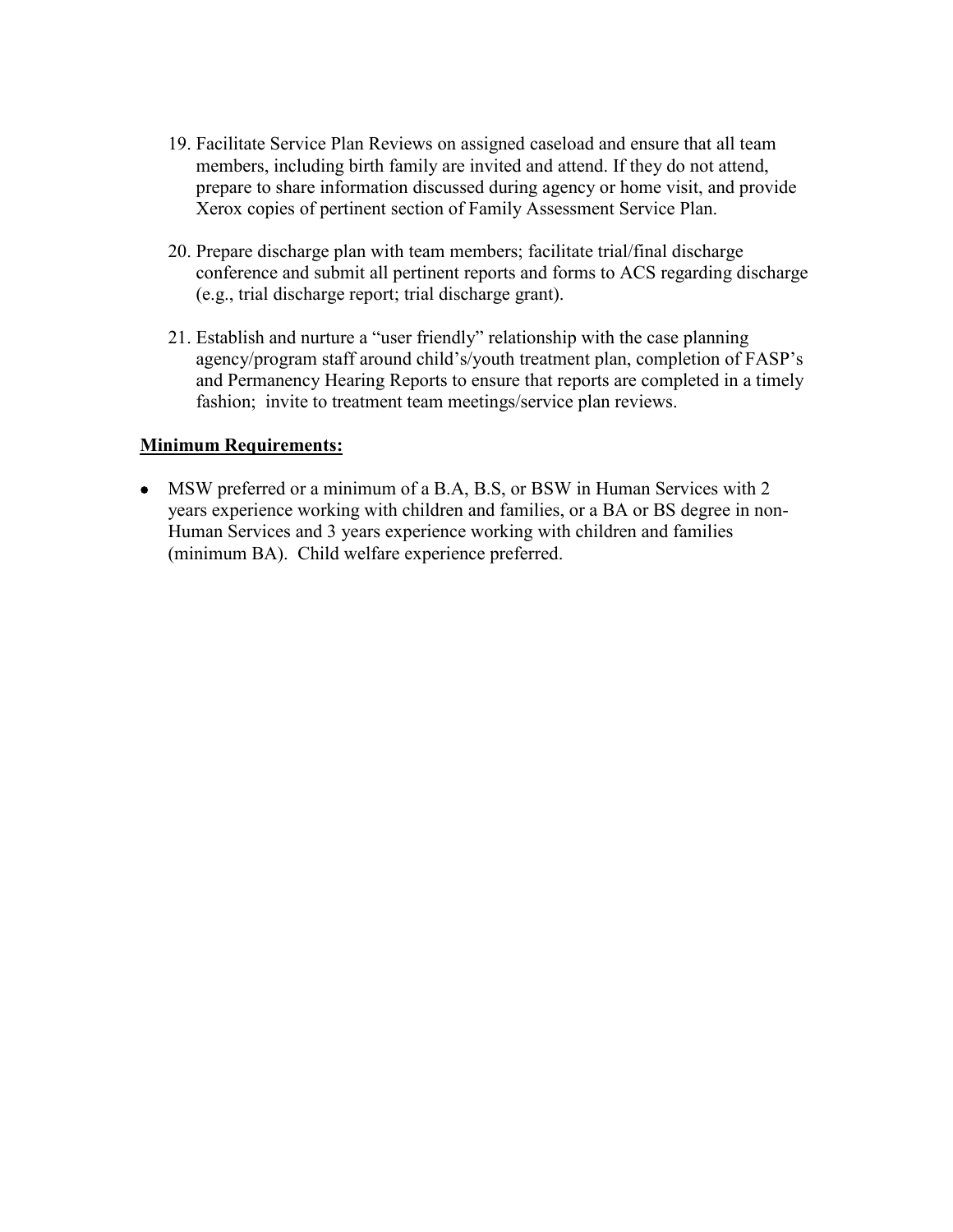19. Facilitate Service Plan Reviews on assigned caseload and ensure that all team members, including birth family are invited and attend. If they do not attend, prepare to share information discussed during agency or home visit, and provide Xerox copies of pertinent section of Family Assessment Service Plan.

20. Prepare discharge plan with team members; facilitate trial/final discharge conference and submit all pertinent reports and forms to ACS regarding discharge (e.g., trial discharge report; trial discharge grant).

21. Establish and nurture a "user friendly" relationship with the case planning agency/program staff around child's/youth treatment plan, completion of FASP's and Permanency Hearing Reports to ensure that reports are completed in a timely fashion; invite to treatment team meetings/service plan reviews.

**Minimum Requirements:**

- MSW preferred or a minimum of a B.A, B.S, or BSW in Human Services with 2 years experience working with children and families, or a BA or BS degree in non-Human Services and 3 years experience working with children and families (minimum BA). Child welfare experience preferred.